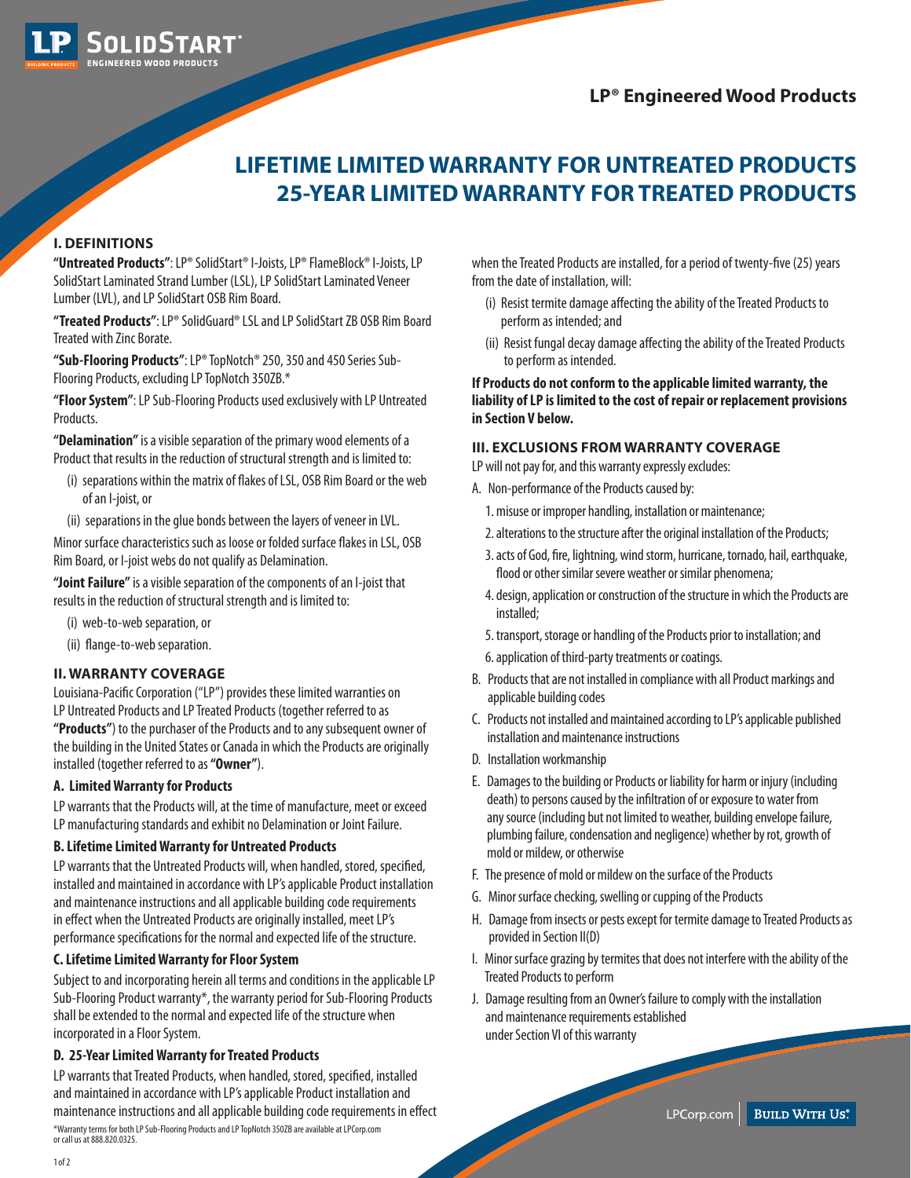# LP® Engineered Wood Products

# LIFETIME LIMITED WARRANTY FOR UNTREATED PRODUCTS
# 25-YEAR LIMITED WARRANTY FOR TREATED PRODUCTS

## I. DEFINITIONS

**"Untreated Products"**: LP® SolidStart® I-Joists, LP® FlameBlock® I-Joists, LP SolidStart Laminated Strand Lumber (LSL), LP SolidStart Laminated Veneer Lumber (LVL), and LP SolidStart OSB Rim Board.

**"Treated Products"**: LP® SolidGuard® LSL and LP SolidStart ZB OSB Rim Board Treated with Zinc Borate.

**"Sub-Flooring Products"**: LP® TopNotch® 250, 350 and 450 Series Sub-Flooring Products, excluding LP TopNotch 350ZB.*

**"Floor System"**: LP Sub-Flooring Products used exclusively with LP Untreated Products.

**"Delamination"** is a visible separation of the primary wood elements of a Product that results in the reduction of structural strength and is limited to:

(i) separations within the matrix of flakes of LSL, OSB Rim Board or the web of an I-joist, or

(ii) separations in the glue bonds between the layers of veneer in LVL.

Minor surface characteristics such as loose or folded surface flakes in LSL, OSB Rim Board, or I-joist webs do not qualify as Delamination.

**"Joint Failure"** is a visible separation of the components of an I-joist that results in the reduction of structural strength and is limited to:

(i) web-to-web separation, or

(ii) flange-to-web separation.

## II. WARRANTY COVERAGE

Louisiana-Pacific Corporation ("LP") provides these limited warranties on LP Untreated Products and LP Treated Products (together referred to as **"Products"**) to the purchaser of the Products and to any subsequent owner of the building in the United States or Canada in which the Products are originally installed (together referred to as **"Owner"**).

### A. Limited Warranty for Products

LP warrants that the Products will, at the time of manufacture, meet or exceed LP manufacturing standards and exhibit no Delamination or Joint Failure.

### B. Lifetime Limited Warranty for Untreated Products

LP warrants that the Untreated Products will, when handled, stored, specified, installed and maintained in accordance with LP's applicable Product installation and maintenance instructions and all applicable building code requirements in effect when the Untreated Products are originally installed, meet LP's performance specifications for the normal and expected life of the structure.

### C. Lifetime Limited Warranty for Floor System

Subject to and incorporating herein all terms and conditions in the applicable LP Sub-Flooring Product warranty*, the warranty period for Sub-Flooring Products shall be extended to the normal and expected life of the structure when incorporated in a Floor System.

### D. 25-Year Limited Warranty for Treated Products

LP warrants that Treated Products, when handled, stored, specified, installed and maintained in accordance with LP's applicable Product installation and maintenance instructions and all applicable building code requirements in effect when the Treated Products are installed, for a period of twenty-five (25) years from the date of installation, will:

(i) Resist termite damage affecting the ability of the Treated Products to perform as intended; and

(ii) Resist fungal decay damage affecting the ability of the Treated Products to perform as intended.

**If Products do not conform to the applicable limited warranty, the liability of LP is limited to the cost of repair or replacement provisions in Section V below.**

## III. EXCLUSIONS FROM WARRANTY COVERAGE

LP will not pay for, and this warranty expressly excludes:

A. Non-performance of the Products caused by:
   1. misuse or improper handling, installation or maintenance;
   2. alterations to the structure after the original installation of the Products;
   3. acts of God, fire, lightning, wind storm, hurricane, tornado, hail, earthquake, flood or other similar severe weather or similar phenomena;
   4. design, application or construction of the structure in which the Products are installed;
   5. transport, storage or handling of the Products prior to installation; and
   6. application of third-party treatments or coatings.

B. Products that are not installed in compliance with all Product markings and applicable building codes

C. Products not installed and maintained according to LP's applicable published installation and maintenance instructions

D. Installation workmanship

E. Damages to the building or Products or liability for harm or injury (including death) to persons caused by the infiltration of or exposure to water from any source (including but not limited to weather, building envelope failure, plumbing failure, condensation and negligence) whether by rot, growth of mold or mildew, or otherwise

F. The presence of mold or mildew on the surface of the Products

G. Minor surface checking, swelling or cupping of the Products

H. Damage from insects or pests except for termite damage to Treated Products as provided in Section II(D)

I. Minor surface grazing by termites that does not interfere with the ability of the Treated Products to perform

J. Damage resulting from an Owner's failure to comply with the installation and maintenance requirements established under Section VI of this warranty

*Warranty terms for both LP Sub-Flooring Products and LP TopNotch 350ZB are available at LPCorp.com or call us at 888.820.0325.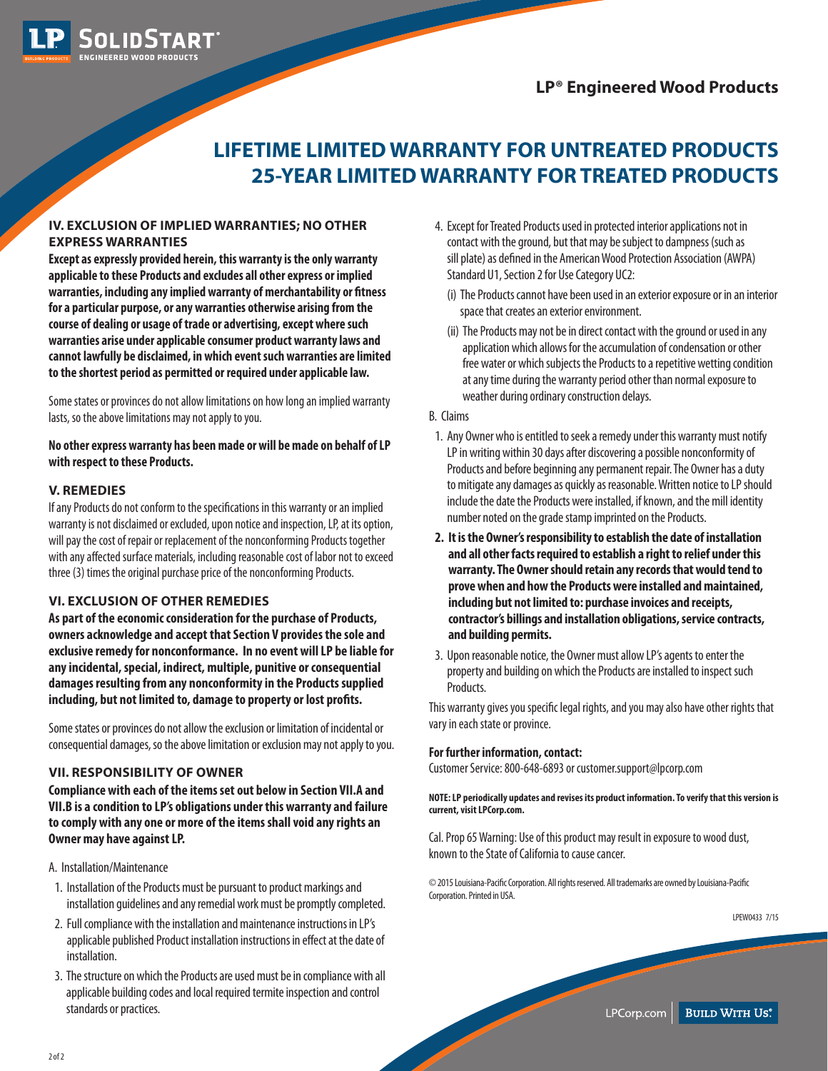# LP® Engineered Wood Products

## LIFETIME LIMITED WARRANTY FOR UNTREATED PRODUCTS
## 25-YEAR LIMITED WARRANTY FOR TREATED PRODUCTS

### IV. EXCLUSION OF IMPLIED WARRANTIES; NO OTHER EXPRESS WARRANTIES

**Except as expressly provided herein, this warranty is the only warranty applicable to these Products and excludes all other express or implied warranties, including any implied warranty of merchantability or fitness for a particular purpose, or any warranties otherwise arising from the course of dealing or usage of trade or advertising, except where such warranties arise under applicable consumer product warranty laws and cannot lawfully be disclaimed, in which event such warranties are limited to the shortest period as permitted or required under applicable law.**

Some states or provinces do not allow limitations on how long an implied warranty lasts, so the above limitations may not apply to you.

**No other express warranty has been made or will be made on behalf of LP with respect to these Products.**

### V. REMEDIES

If any Products do not conform to the specifications in this warranty or an implied warranty is not disclaimed or excluded, upon notice and inspection, LP, at its option, will pay the cost of repair or replacement of the nonconforming Products together with any affected surface materials, including reasonable cost of labor not to exceed three (3) times the original purchase price of the nonconforming Products.

### VI. EXCLUSION OF OTHER REMEDIES

**As part of the economic consideration for the purchase of Products, owners acknowledge and accept that Section V provides the sole and exclusive remedy for nonconformance. In no event will LP be liable for any incidental, special, indirect, multiple, punitive or consequential damages resulting from any nonconformity in the Products supplied including, but not limited to, damage to property or lost profits.**

Some states or provinces do not allow the exclusion or limitation of incidental or consequential damages, so the above limitation or exclusion may not apply to you.

### VII. RESPONSIBILITY OF OWNER

**Compliance with each of the items set out below in Section VII.A and VII.B is a condition to LP's obligations under this warranty and failure to comply with any one or more of the items shall void any rights an Owner may have against LP.**

A. Installation/Maintenance

1. Installation of the Products must be pursuant to product markings and installation guidelines and any remedial work must be promptly completed.
2. Full compliance with the installation and maintenance instructions in LP's applicable published Product installation instructions in effect at the date of installation.
3. The structure on which the Products are used must be in compliance with all applicable building codes and local required termite inspection and control standards or practices.
4. Except for Treated Products used in protected interior applications not in contact with the ground, but that may be subject to dampness (such as sill plate) as defined in the American Wood Protection Association (AWPA) Standard U1, Section 2 for Use Category UC2:
   (i) The Products cannot have been used in an exterior exposure or in an interior space that creates an exterior environment.
   (ii) The Products may not be in direct contact with the ground or used in any application which allows for the accumulation of condensation or other free water or which subjects the Products to a repetitive wetting condition at any time during the warranty period other than normal exposure to weather during ordinary construction delays.

B. Claims

1. Any Owner who is entitled to seek a remedy under this warranty must notify LP in writing within 30 days after discovering a possible nonconformity of Products and before beginning any permanent repair. The Owner has a duty to mitigate any damages as quickly as reasonable. Written notice to LP should include the date the Products were installed, if known, and the mill identity number noted on the grade stamp imprinted on the Products.
2. **It is the Owner's responsibility to establish the date of installation and all other facts required to establish a right to relief under this warranty. The Owner should retain any records that would tend to prove when and how the Products were installed and maintained, including but not limited to: purchase invoices and receipts, contractor's billings and installation obligations, service contracts, and building permits.**
3. Upon reasonable notice, the Owner must allow LP's agents to enter the property and building on which the Products are installed to inspect such Products.

This warranty gives you specific legal rights, and you may also have other rights that vary in each state or province.

**For further information, contact:**
Customer Service: 800-648-6893 or customer.support@lpcorp.com

**NOTE: LP periodically updates and revises its product information. To verify that this version is current, visit LPCorp.com.**

Cal. Prop 65 Warning: Use of this product may result in exposure to wood dust, known to the State of California to cause cancer.

© 2015 Louisiana-Pacific Corporation. All rights reserved. All trademarks are owned by Louisiana-Pacific Corporation. Printed in USA.

LPEW0433 7/15

LPCorp.com | Build With Us®